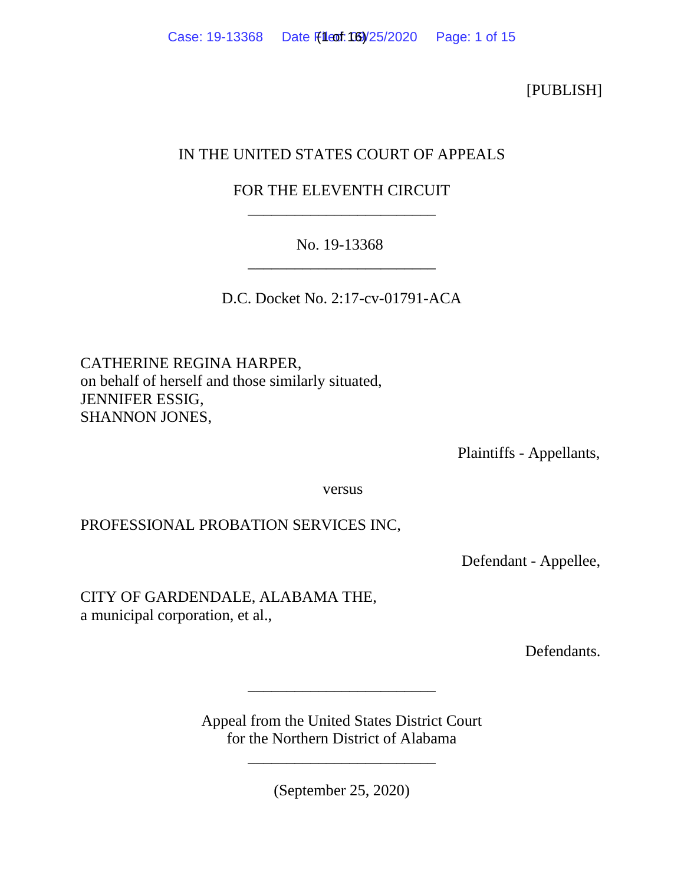[PUBLISH]

IN THE UNITED STATES COURT OF APPEALS

FOR THE ELEVENTH CIRCUIT

________________________

No. 19-13368

________________________

D.C. Docket No. 2:17-cv-01791-ACA

CATHERINE REGINA HARPER,
on behalf of herself and those similarly situated,
JENNIFER ESSIG,
SHANNON JONES,

Plaintiffs - Appellants,

versus

PROFESSIONAL PROBATION SERVICES INC,

Defendant - Appellee,

CITY OF GARDENDALE, ALABAMA THE,
a municipal corporation, et al.,

Defendants.

________________________

Appeal from the United States District Court
for the Northern District of Alabama

________________________

(September 25, 2020)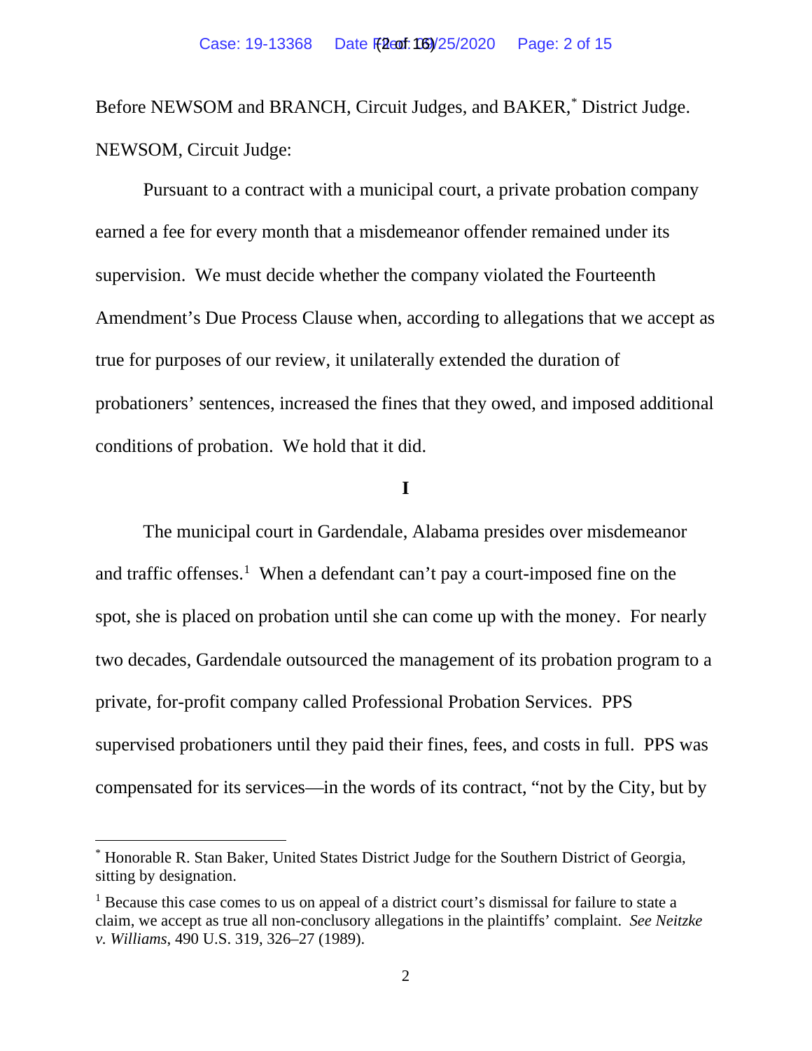Before NEWSOM and BRANCH, Circuit Judges, and BAKER,* District Judge.

NEWSOM, Circuit Judge:

Pursuant to a contract with a municipal court, a private probation company earned a fee for every month that a misdemeanor offender remained under its supervision. We must decide whether the company violated the Fourteenth Amendment's Due Process Clause when, according to allegations that we accept as true for purposes of our review, it unilaterally extended the duration of probationers' sentences, increased the fines that they owed, and imposed additional conditions of probation. We hold that it did.

## I

The municipal court in Gardendale, Alabama presides over misdemeanor and traffic offenses.[1] When a defendant can't pay a court-imposed fine on the spot, she is placed on probation until she can come up with the money. For nearly two decades, Gardendale outsourced the management of its probation program to a private, for-profit company called Professional Probation Services. PPS supervised probationers until they paid their fines, fees, and costs in full. PPS was compensated for its services—in the words of its contract, "not by the City, but by

---

* Honorable R. Stan Baker, United States District Judge for the Southern District of Georgia, sitting by designation.

[1] Because this case comes to us on appeal of a district court's dismissal for failure to state a claim, we accept as true all non-conclusory allegations in the plaintiffs' complaint. *See Neitzke v. Williams*, 490 U.S. 319, 326–27 (1989).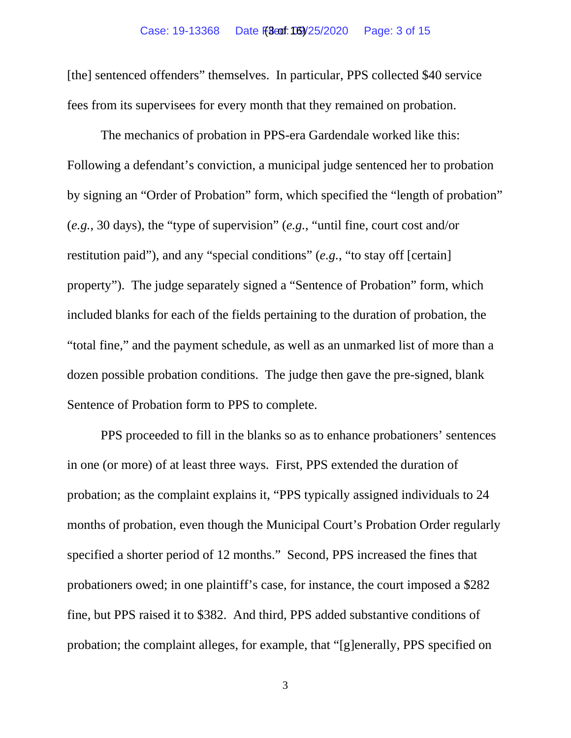[the] sentenced offenders" themselves. In particular, PPS collected $40 service fees from its supervisees for every month that they remained on probation.

The mechanics of probation in PPS-era Gardendale worked like this: Following a defendant's conviction, a municipal judge sentenced her to probation by signing an "Order of Probation" form, which specified the "length of probation" (*e.g.*, 30 days), the "type of supervision" (*e.g.*, "until fine, court cost and/or restitution paid"), and any "special conditions" (*e.g.*, "to stay off [certain] property"). The judge separately signed a "Sentence of Probation" form, which included blanks for each of the fields pertaining to the duration of probation, the "total fine," and the payment schedule, as well as an unmarked list of more than a dozen possible probation conditions. The judge then gave the pre-signed, blank Sentence of Probation form to PPS to complete.

PPS proceeded to fill in the blanks so as to enhance probationers' sentences in one (or more) of at least three ways. First, PPS extended the duration of probation; as the complaint explains it, "PPS typically assigned individuals to 24 months of probation, even though the Municipal Court's Probation Order regularly specified a shorter period of 12 months." Second, PPS increased the fines that probationers owed; in one plaintiff's case, for instance, the court imposed a $282 fine, but PPS raised it to $382. And third, PPS added substantive conditions of probation; the complaint alleges, for example, that "[g]enerally, PPS specified on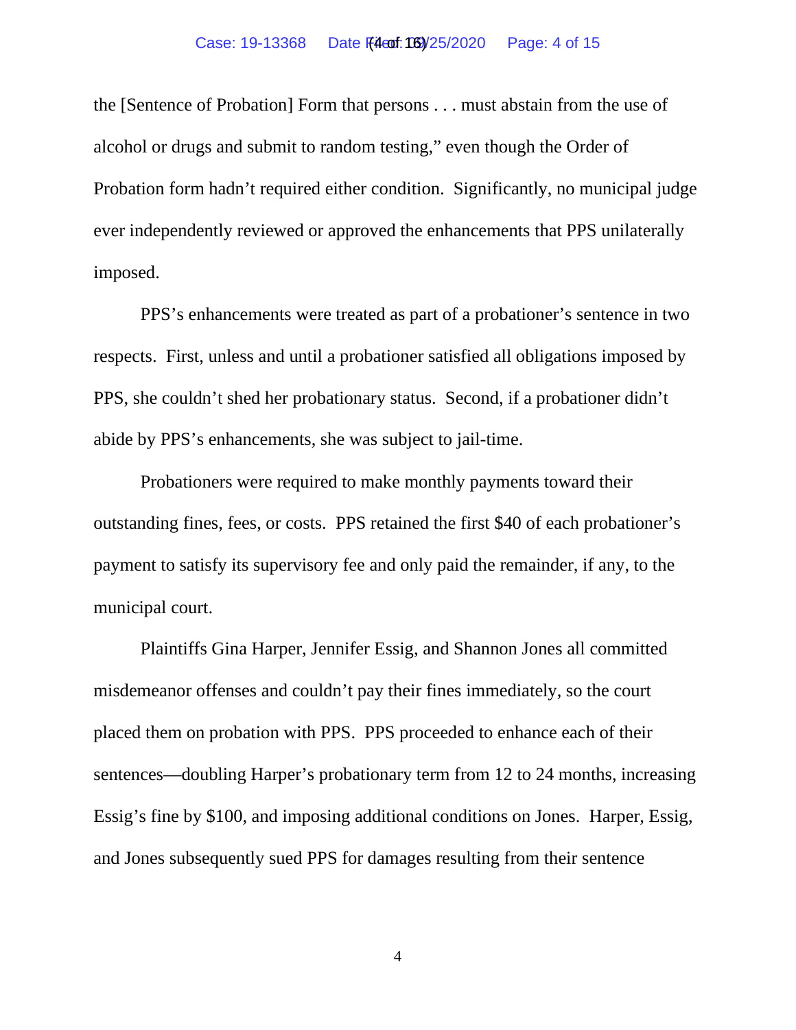the [Sentence of Probation] Form that persons . . . must abstain from the use of alcohol or drugs and submit to random testing," even though the Order of Probation form hadn't required either condition. Significantly, no municipal judge ever independently reviewed or approved the enhancements that PPS unilaterally imposed.

PPS's enhancements were treated as part of a probationer's sentence in two respects. First, unless and until a probationer satisfied all obligations imposed by PPS, she couldn't shed her probationary status. Second, if a probationer didn't abide by PPS's enhancements, she was subject to jail-time.

Probationers were required to make monthly payments toward their outstanding fines, fees, or costs. PPS retained the first $40 of each probationer's payment to satisfy its supervisory fee and only paid the remainder, if any, to the municipal court.

Plaintiffs Gina Harper, Jennifer Essig, and Shannon Jones all committed misdemeanor offenses and couldn't pay their fines immediately, so the court placed them on probation with PPS. PPS proceeded to enhance each of their sentences—doubling Harper's probationary term from 12 to 24 months, increasing Essig's fine by $100, and imposing additional conditions on Jones. Harper, Essig, and Jones subsequently sued PPS for damages resulting from their sentence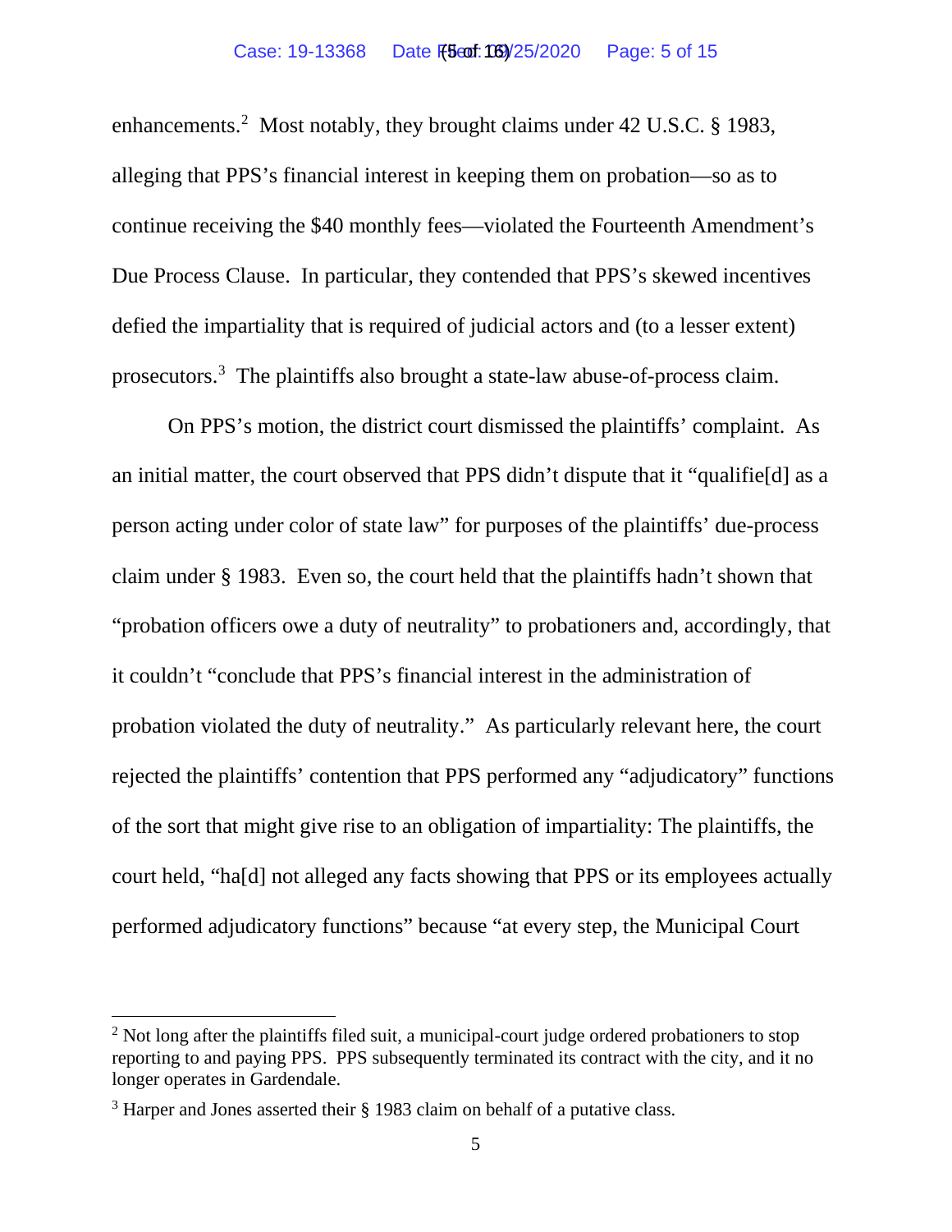enhancements.[2] Most notably, they brought claims under 42 U.S.C. § 1983, alleging that PPS's financial interest in keeping them on probation—so as to continue receiving the $40 monthly fees—violated the Fourteenth Amendment's Due Process Clause. In particular, they contended that PPS's skewed incentives defied the impartiality that is required of judicial actors and (to a lesser extent) prosecutors.[3] The plaintiffs also brought a state-law abuse-of-process claim.

On PPS's motion, the district court dismissed the plaintiffs' complaint. As an initial matter, the court observed that PPS didn't dispute that it "qualifie[d] as a person acting under color of state law" for purposes of the plaintiffs' due-process claim under § 1983. Even so, the court held that the plaintiffs hadn't shown that "probation officers owe a duty of neutrality" to probationers and, accordingly, that it couldn't "conclude that PPS's financial interest in the administration of probation violated the duty of neutrality." As particularly relevant here, the court rejected the plaintiffs' contention that PPS performed any "adjudicatory" functions of the sort that might give rise to an obligation of impartiality: The plaintiffs, the court held, "ha[d] not alleged any facts showing that PPS or its employees actually performed adjudicatory functions" because "at every step, the Municipal Court

---

[2] Not long after the plaintiffs filed suit, a municipal-court judge ordered probationers to stop reporting to and paying PPS. PPS subsequently terminated its contract with the city, and it no longer operates in Gardendale.

[3] Harper and Jones asserted their § 1983 claim on behalf of a putative class.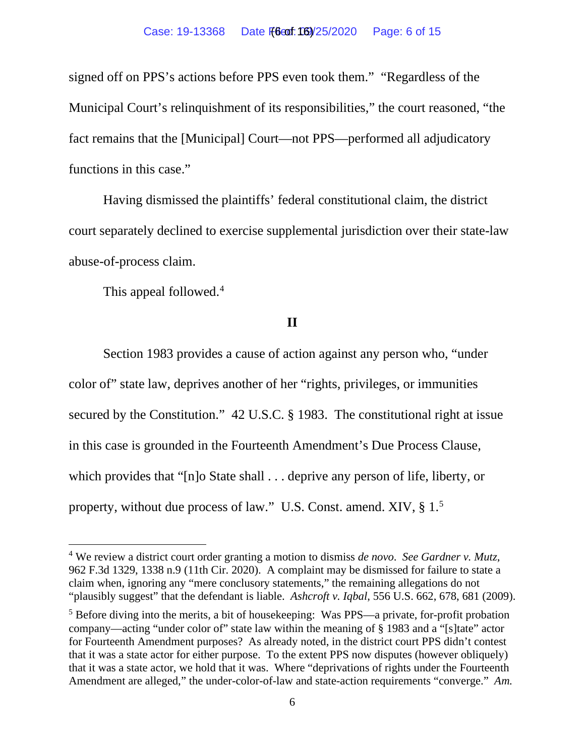signed off on PPS's actions before PPS even took them." "Regardless of the Municipal Court's relinquishment of its responsibilities," the court reasoned, "the fact remains that the [Municipal] Court—not PPS—performed all adjudicatory functions in this case."

Having dismissed the plaintiffs' federal constitutional claim, the district court separately declined to exercise supplemental jurisdiction over their state-law abuse-of-process claim.

This appeal followed.[4]

## II

Section 1983 provides a cause of action against any person who, "under color of" state law, deprives another of her "rights, privileges, or immunities secured by the Constitution." 42 U.S.C. § 1983. The constitutional right at issue in this case is grounded in the Fourteenth Amendment's Due Process Clause, which provides that "[n]o State shall . . . deprive any person of life, liberty, or property, without due process of law." U.S. Const. amend. XIV, § 1.[5]

---

[4] We review a district court order granting a motion to dismiss *de novo*. *See Gardner v. Mutz*, 962 F.3d 1329, 1338 n.9 (11th Cir. 2020). A complaint may be dismissed for failure to state a claim when, ignoring any "mere conclusory statements," the remaining allegations do not "plausibly suggest" that the defendant is liable. *Ashcroft v. Iqbal*, 556 U.S. 662, 678, 681 (2009).

[5] Before diving into the merits, a bit of housekeeping: Was PPS—a private, for-profit probation company—acting "under color of" state law within the meaning of § 1983 and a "[s]tate" actor for Fourteenth Amendment purposes? As already noted, in the district court PPS didn't contest that it was a state actor for either purpose. To the extent PPS now disputes (however obliquely) that it was a state actor, we hold that it was. Where "deprivations of rights under the Fourteenth Amendment are alleged," the under-color-of-law and state-action requirements "converge." *Am.*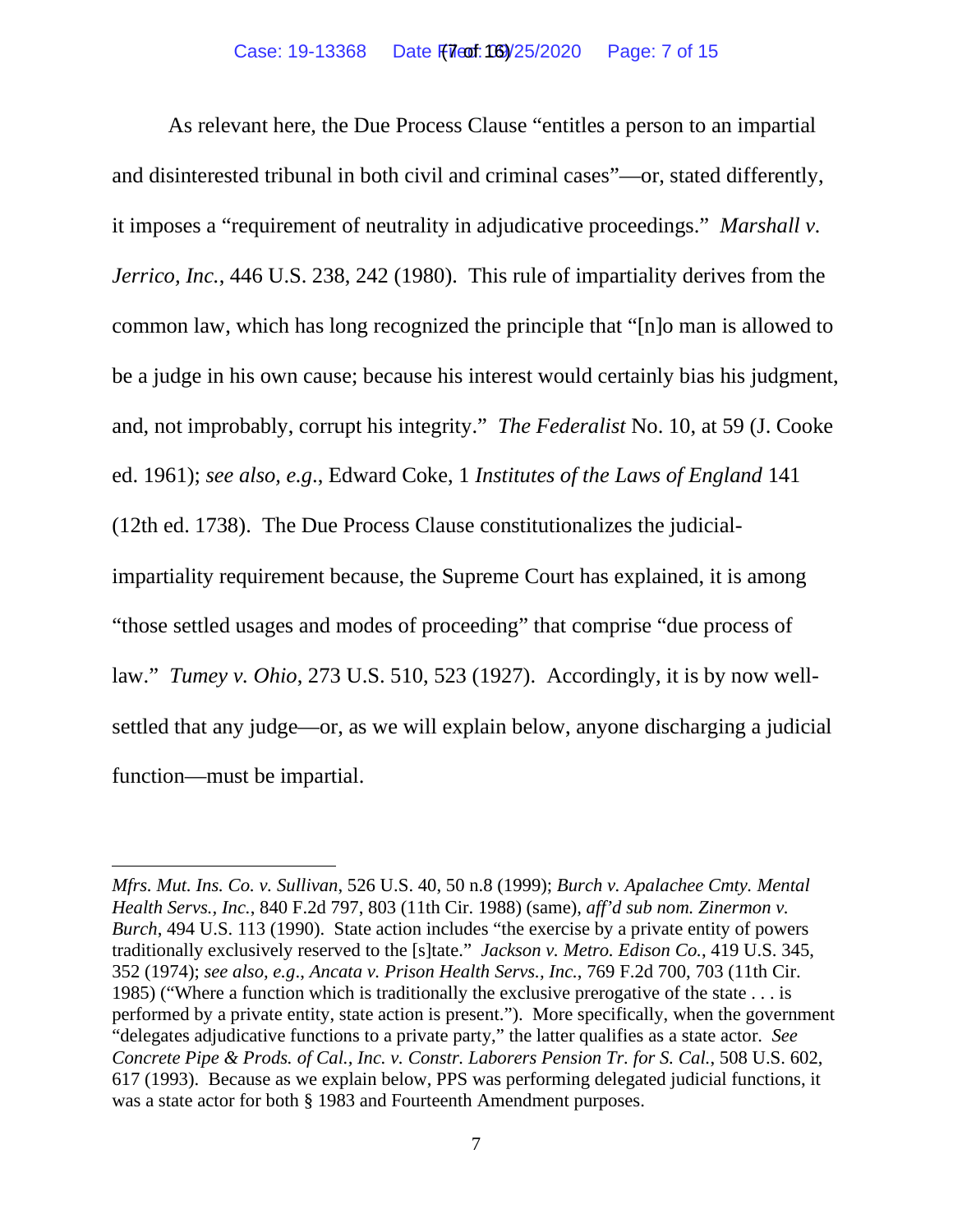As relevant here, the Due Process Clause "entitles a person to an impartial and disinterested tribunal in both civil and criminal cases"—or, stated differently, it imposes a "requirement of neutrality in adjudicative proceedings." *Marshall v. Jerrico, Inc.*, 446 U.S. 238, 242 (1980). This rule of impartiality derives from the common law, which has long recognized the principle that "[n]o man is allowed to be a judge in his own cause; because his interest would certainly bias his judgment, and, not improbably, corrupt his integrity." *The Federalist* No. 10, at 59 (J. Cooke ed. 1961); *see also, e.g.*, Edward Coke, 1 *Institutes of the Laws of England* 141 (12th ed. 1738). The Due Process Clause constitutionalizes the judicial-impartiality requirement because, the Supreme Court has explained, it is among "those settled usages and modes of proceeding" that comprise "due process of law." *Tumey v. Ohio*, 273 U.S. 510, 523 (1927). Accordingly, it is by now well-settled that any judge—or, as we will explain below, anyone discharging a judicial function—must be impartial.

---

*Mfrs. Mut. Ins. Co. v. Sullivan*, 526 U.S. 40, 50 n.8 (1999); *Burch v. Apalachee Cmty. Mental Health Servs., Inc.*, 840 F.2d 797, 803 (11th Cir. 1988) (same), *aff'd sub nom. Zinermon v. Burch*, 494 U.S. 113 (1990). State action includes "the exercise by a private entity of powers traditionally exclusively reserved to the [s]tate." *Jackson v. Metro. Edison Co.*, 419 U.S. 345, 352 (1974); *see also, e.g*., *Ancata v. Prison Health Servs., Inc.*, 769 F.2d 700, 703 (11th Cir. 1985) ("Where a function which is traditionally the exclusive prerogative of the state . . . is performed by a private entity, state action is present."). More specifically, when the government "delegates adjudicative functions to a private party," the latter qualifies as a state actor. *See Concrete Pipe & Prods. of Cal., Inc. v. Constr. Laborers Pension Tr. for S. Cal.*, 508 U.S. 602, 617 (1993). Because as we explain below, PPS was performing delegated judicial functions, it was a state actor for both § 1983 and Fourteenth Amendment purposes.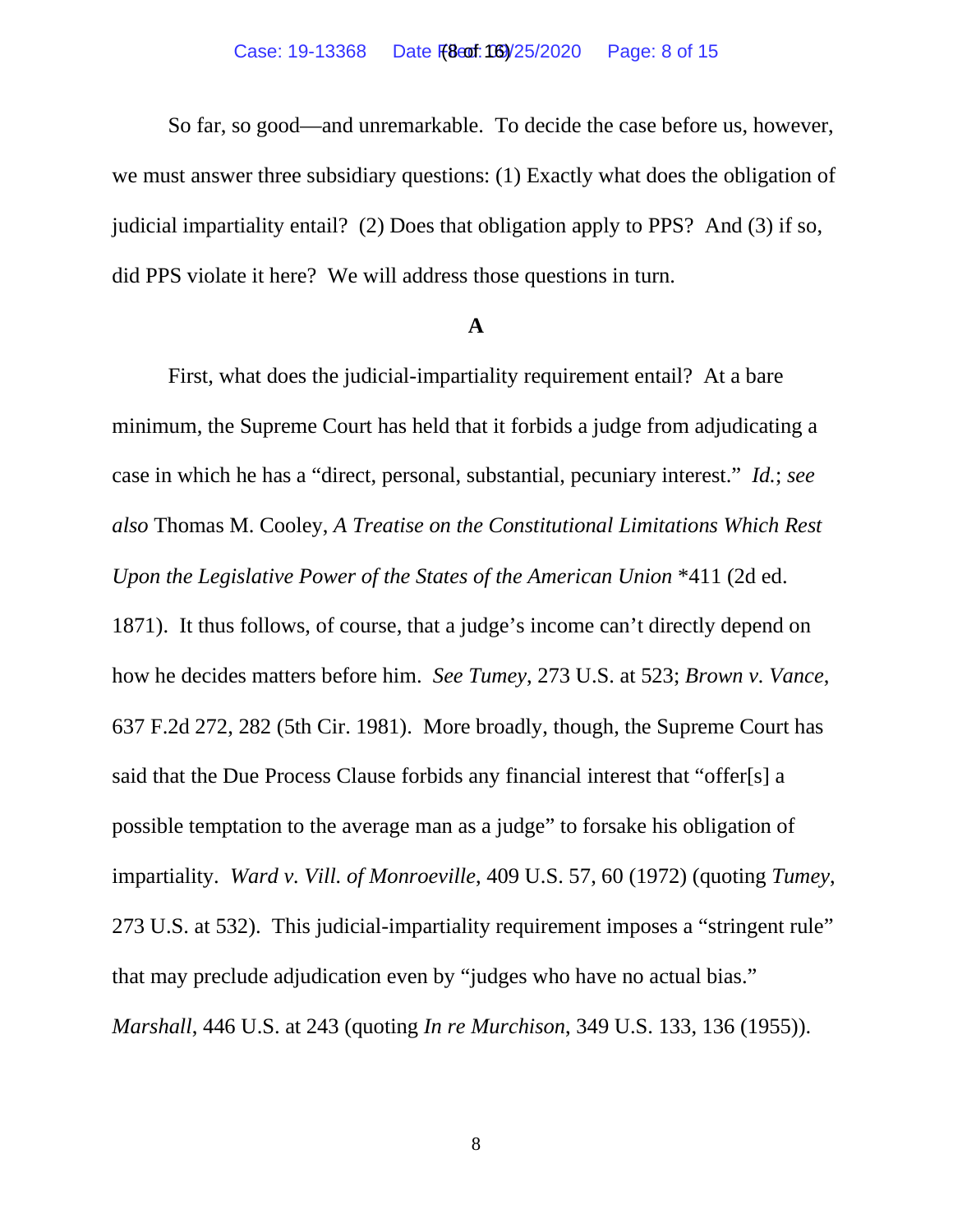So far, so good—and unremarkable. To decide the case before us, however, we must answer three subsidiary questions: (1) Exactly what does the obligation of judicial impartiality entail? (2) Does that obligation apply to PPS? And (3) if so, did PPS violate it here? We will address those questions in turn.

### A

First, what does the judicial-impartiality requirement entail? At a bare minimum, the Supreme Court has held that it forbids a judge from adjudicating a case in which he has a "direct, personal, substantial, pecuniary interest." *Id.*; *see also* Thomas M. Cooley, *A Treatise on the Constitutional Limitations Which Rest Upon the Legislative Power of the States of the American Union* *411 (2d ed. 1871). It thus follows, of course, that a judge's income can't directly depend on how he decides matters before him. *See Tumey*, 273 U.S. at 523; *Brown v. Vance*, 637 F.2d 272, 282 (5th Cir. 1981). More broadly, though, the Supreme Court has said that the Due Process Clause forbids any financial interest that "offer[s] a possible temptation to the average man as a judge" to forsake his obligation of impartiality. *Ward v. Vill. of Monroeville*, 409 U.S. 57, 60 (1972) (quoting *Tumey*, 273 U.S. at 532). This judicial-impartiality requirement imposes a "stringent rule" that may preclude adjudication even by "judges who have no actual bias." *Marshall*, 446 U.S. at 243 (quoting *In re Murchison*, 349 U.S. 133, 136 (1955)).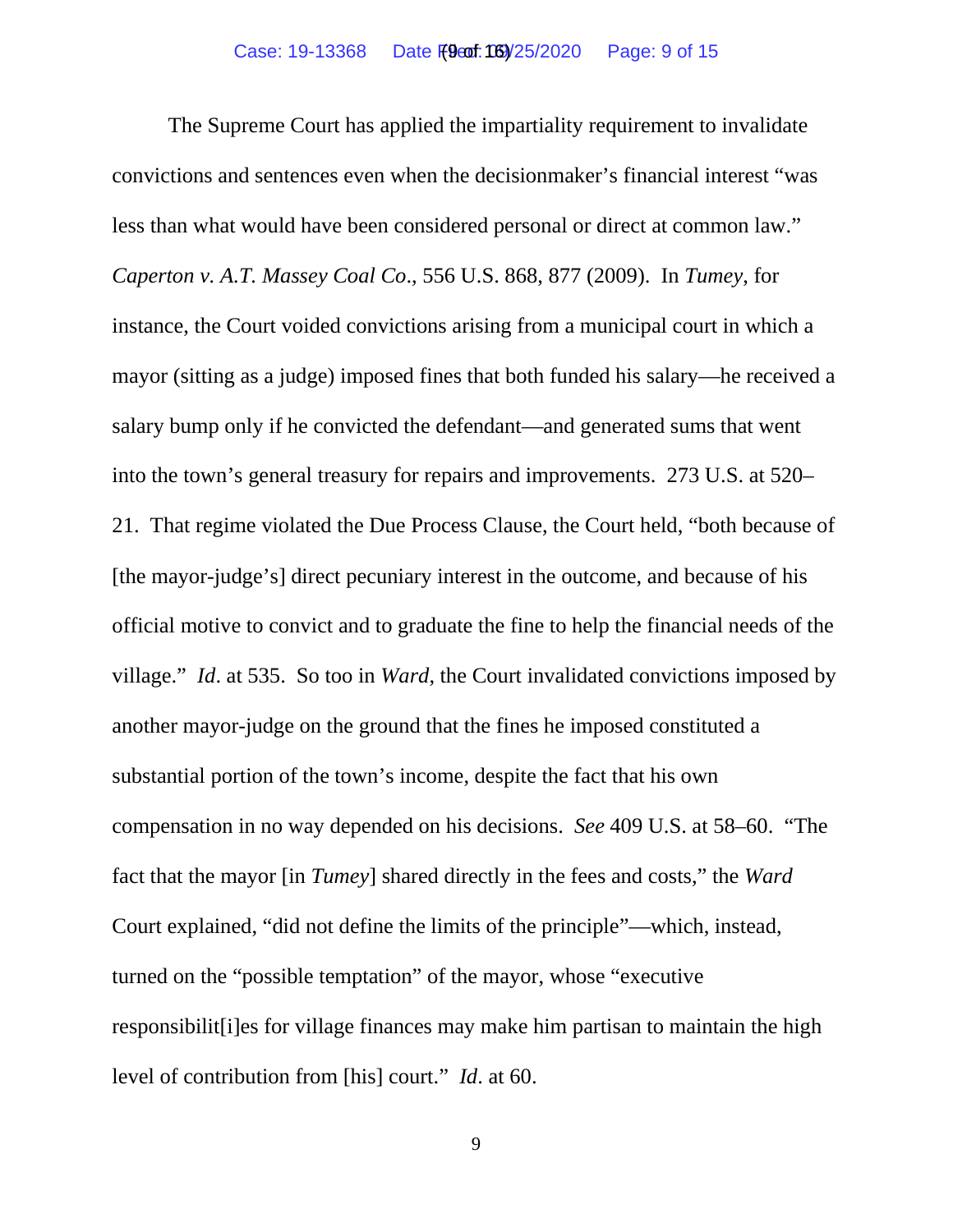The Supreme Court has applied the impartiality requirement to invalidate convictions and sentences even when the decisionmaker's financial interest "was less than what would have been considered personal or direct at common law." *Caperton v. A.T. Massey Coal Co*., 556 U.S. 868, 877 (2009). In *Tumey*, for instance, the Court voided convictions arising from a municipal court in which a mayor (sitting as a judge) imposed fines that both funded his salary—he received a salary bump only if he convicted the defendant—and generated sums that went into the town's general treasury for repairs and improvements. 273 U.S. at 520–21. That regime violated the Due Process Clause, the Court held, "both because of [the mayor-judge's] direct pecuniary interest in the outcome, and because of his official motive to convict and to graduate the fine to help the financial needs of the village." *Id*. at 535. So too in *Ward*, the Court invalidated convictions imposed by another mayor-judge on the ground that the fines he imposed constituted a substantial portion of the town's income, despite the fact that his own compensation in no way depended on his decisions. *See* 409 U.S. at 58–60. "The fact that the mayor [in *Tumey*] shared directly in the fees and costs," the *Ward* Court explained, "did not define the limits of the principle"—which, instead, turned on the "possible temptation" of the mayor, whose "executive responsibilit[i]es for village finances may make him partisan to maintain the high level of contribution from [his] court." *Id*. at 60.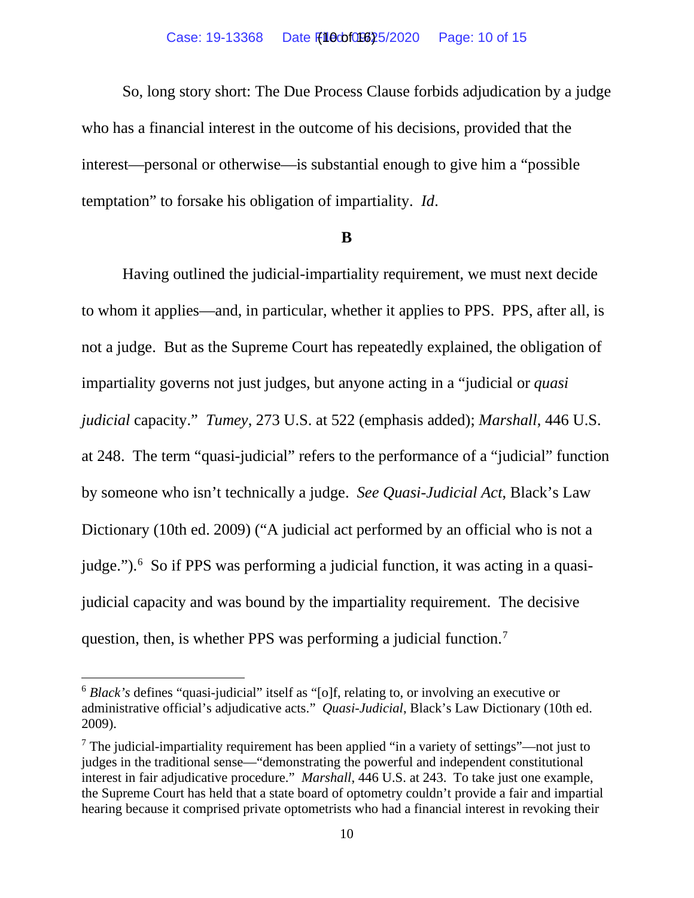So, long story short: The Due Process Clause forbids adjudication by a judge who has a financial interest in the outcome of his decisions, provided that the interest—personal or otherwise—is substantial enough to give him a "possible temptation" to forsake his obligation of impartiality. *Id*.

**B**

Having outlined the judicial-impartiality requirement, we must next decide to whom it applies—and, in particular, whether it applies to PPS. PPS, after all, is not a judge. But as the Supreme Court has repeatedly explained, the obligation of impartiality governs not just judges, but anyone acting in a "judicial or *quasi judicial* capacity." *Tumey*, 273 U.S. at 522 (emphasis added); *Marshall*, 446 U.S. at 248. The term "quasi-judicial" refers to the performance of a "judicial" function by someone who isn't technically a judge. *See Quasi-Judicial Act*, Black's Law Dictionary (10th ed. 2009) ("A judicial act performed by an official who is not a judge.").[6] So if PPS was performing a judicial function, it was acting in a quasi-judicial capacity and was bound by the impartiality requirement. The decisive question, then, is whether PPS was performing a judicial function.[7]

---

[6] *Black's* defines "quasi-judicial" itself as "[o]f, relating to, or involving an executive or administrative official's adjudicative acts." *Quasi-Judicial*, Black's Law Dictionary (10th ed. 2009).

[7] The judicial-impartiality requirement has been applied "in a variety of settings"—not just to judges in the traditional sense—"demonstrating the powerful and independent constitutional interest in fair adjudicative procedure." *Marshall*, 446 U.S. at 243. To take just one example, the Supreme Court has held that a state board of optometry couldn't provide a fair and impartial hearing because it comprised private optometrists who had a financial interest in revoking their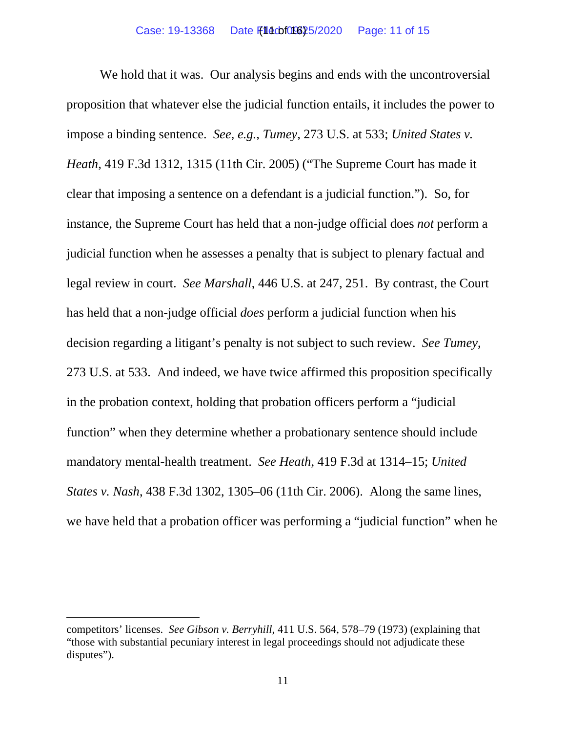We hold that it was. Our analysis begins and ends with the uncontroversial proposition that whatever else the judicial function entails, it includes the power to impose a binding sentence. *See, e.g.*, *Tumey*, 273 U.S. at 533; *United States v. Heath*, 419 F.3d 1312, 1315 (11th Cir. 2005) ("The Supreme Court has made it clear that imposing a sentence on a defendant is a judicial function."). So, for instance, the Supreme Court has held that a non-judge official does *not* perform a judicial function when he assesses a penalty that is subject to plenary factual and legal review in court. *See Marshall*, 446 U.S. at 247, 251. By contrast, the Court has held that a non-judge official *does* perform a judicial function when his decision regarding a litigant's penalty is not subject to such review. *See Tumey*, 273 U.S. at 533. And indeed, we have twice affirmed this proposition specifically in the probation context, holding that probation officers perform a "judicial function" when they determine whether a probationary sentence should include mandatory mental-health treatment. *See Heath*, 419 F.3d at 1314–15; *United States v. Nash*, 438 F.3d 1302, 1305–06 (11th Cir. 2006). Along the same lines, we have held that a probation officer was performing a "judicial function" when he

---

competitors' licenses. *See Gibson v. Berryhill*, 411 U.S. 564, 578–79 (1973) (explaining that "those with substantial pecuniary interest in legal proceedings should not adjudicate these disputes").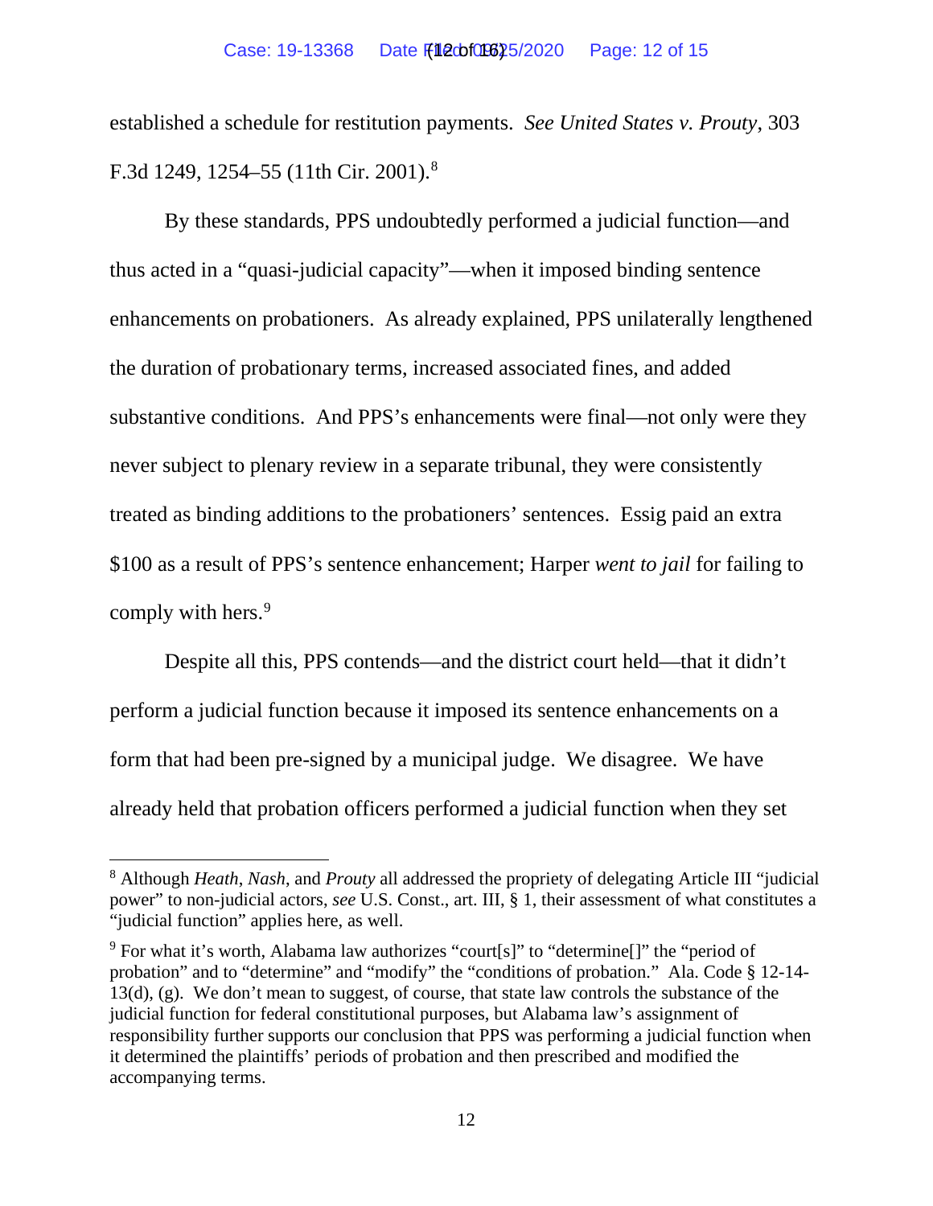established a schedule for restitution payments. *See United States v. Prouty*, 303 F.3d 1249, 1254–55 (11th Cir. 2001).[8]

By these standards, PPS undoubtedly performed a judicial function—and thus acted in a "quasi-judicial capacity"—when it imposed binding sentence enhancements on probationers. As already explained, PPS unilaterally lengthened the duration of probationary terms, increased associated fines, and added substantive conditions. And PPS's enhancements were final—not only were they never subject to plenary review in a separate tribunal, they were consistently treated as binding additions to the probationers' sentences. Essig paid an extra $100 as a result of PPS's sentence enhancement; Harper *went to jail* for failing to comply with hers.[9]

Despite all this, PPS contends—and the district court held—that it didn't perform a judicial function because it imposed its sentence enhancements on a form that had been pre-signed by a municipal judge. We disagree. We have already held that probation officers performed a judicial function when they set

---

[8] Although *Heath*, *Nash*, and *Prouty* all addressed the propriety of delegating Article III "judicial power" to non-judicial actors, *see* U.S. Const., art. III, § 1, their assessment of what constitutes a "judicial function" applies here, as well.

[9] For what it's worth, Alabama law authorizes "court[s]" to "determine[]" the "period of probation" and to "determine" and "modify" the "conditions of probation." Ala. Code § 12-14-13(d), (g). We don't mean to suggest, of course, that state law controls the substance of the judicial function for federal constitutional purposes, but Alabama law's assignment of responsibility further supports our conclusion that PPS was performing a judicial function when it determined the plaintiffs' periods of probation and then prescribed and modified the accompanying terms.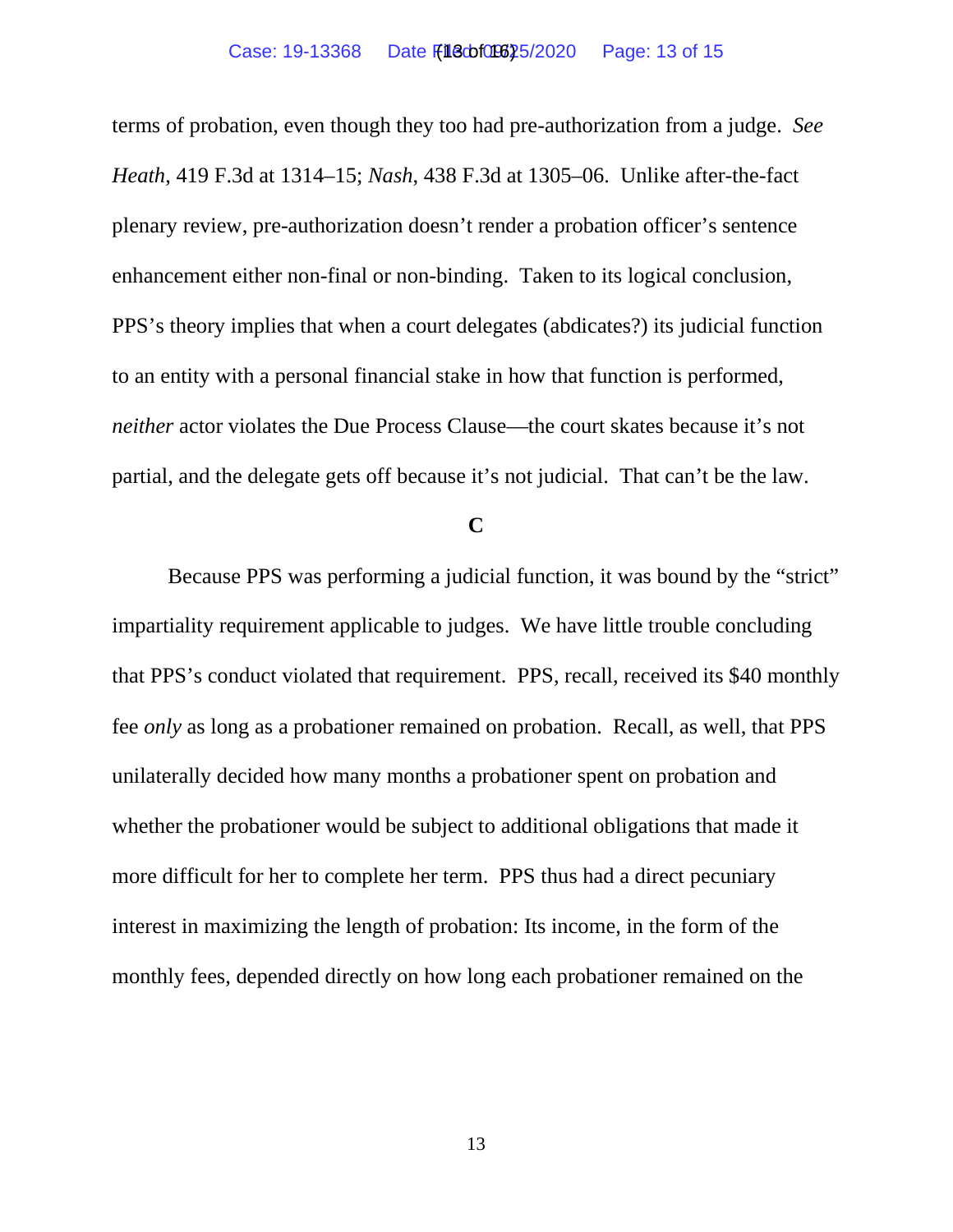terms of probation, even though they too had pre-authorization from a judge. *See Heath*, 419 F.3d at 1314–15; *Nash*, 438 F.3d at 1305–06. Unlike after-the-fact plenary review, pre-authorization doesn't render a probation officer's sentence enhancement either non-final or non-binding. Taken to its logical conclusion, PPS's theory implies that when a court delegates (abdicates?) its judicial function to an entity with a personal financial stake in how that function is performed, *neither* actor violates the Due Process Clause—the court skates because it's not partial, and the delegate gets off because it's not judicial. That can't be the law.

### C

Because PPS was performing a judicial function, it was bound by the "strict" impartiality requirement applicable to judges. We have little trouble concluding that PPS's conduct violated that requirement. PPS, recall, received its $40 monthly fee *only* as long as a probationer remained on probation. Recall, as well, that PPS unilaterally decided how many months a probationer spent on probation and whether the probationer would be subject to additional obligations that made it more difficult for her to complete her term. PPS thus had a direct pecuniary interest in maximizing the length of probation: Its income, in the form of the monthly fees, depended directly on how long each probationer remained on the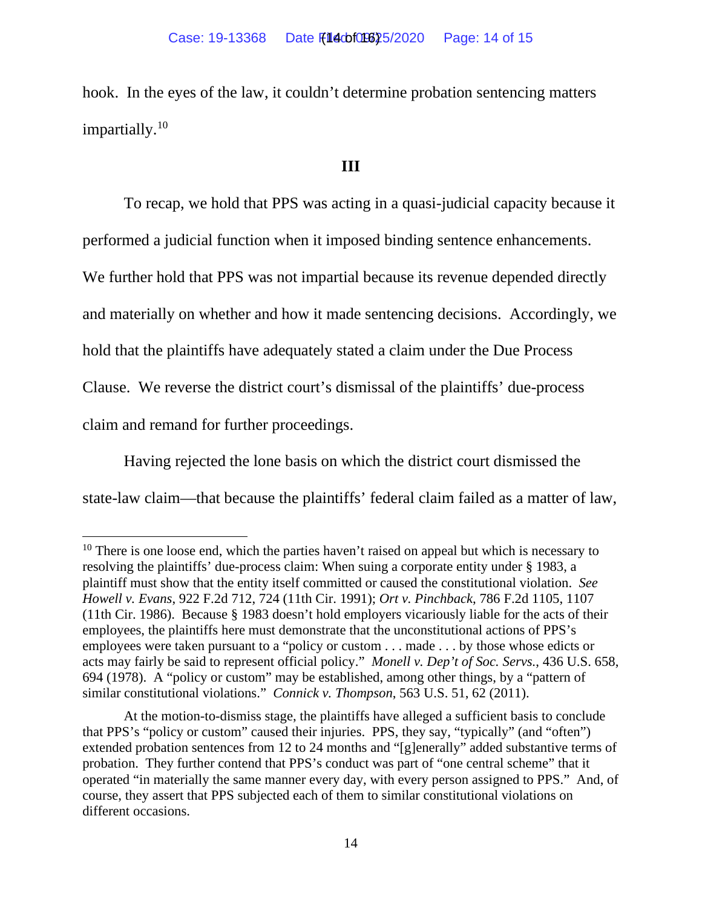hook. In the eyes of the law, it couldn't determine probation sentencing matters impartially.[10]

**III**

To recap, we hold that PPS was acting in a quasi-judicial capacity because it performed a judicial function when it imposed binding sentence enhancements. We further hold that PPS was not impartial because its revenue depended directly and materially on whether and how it made sentencing decisions. Accordingly, we hold that the plaintiffs have adequately stated a claim under the Due Process Clause. We reverse the district court's dismissal of the plaintiffs' due-process claim and remand for further proceedings.

Having rejected the lone basis on which the district court dismissed the state-law claim—that because the plaintiffs' federal claim failed as a matter of law,

---

[10] There is one loose end, which the parties haven't raised on appeal but which is necessary to resolving the plaintiffs' due-process claim: When suing a corporate entity under § 1983, a plaintiff must show that the entity itself committed or caused the constitutional violation. *See Howell v. Evans*, 922 F.2d 712, 724 (11th Cir. 1991); *Ort v. Pinchback*, 786 F.2d 1105, 1107 (11th Cir. 1986). Because § 1983 doesn't hold employers vicariously liable for the acts of their employees, the plaintiffs here must demonstrate that the unconstitutional actions of PPS's employees were taken pursuant to a "policy or custom . . . made . . . by those whose edicts or acts may fairly be said to represent official policy." *Monell v. Dep't of Soc. Servs.*, 436 U.S. 658, 694 (1978). A "policy or custom" may be established, among other things, by a "pattern of similar constitutional violations." *Connick v. Thompson*, 563 U.S. 51, 62 (2011).

At the motion-to-dismiss stage, the plaintiffs have alleged a sufficient basis to conclude that PPS's "policy or custom" caused their injuries. PPS, they say, "typically" (and "often") extended probation sentences from 12 to 24 months and "[g]enerally" added substantive terms of probation. They further contend that PPS's conduct was part of "one central scheme" that it operated "in materially the same manner every day, with every person assigned to PPS." And, of course, they assert that PPS subjected each of them to similar constitutional violations on different occasions.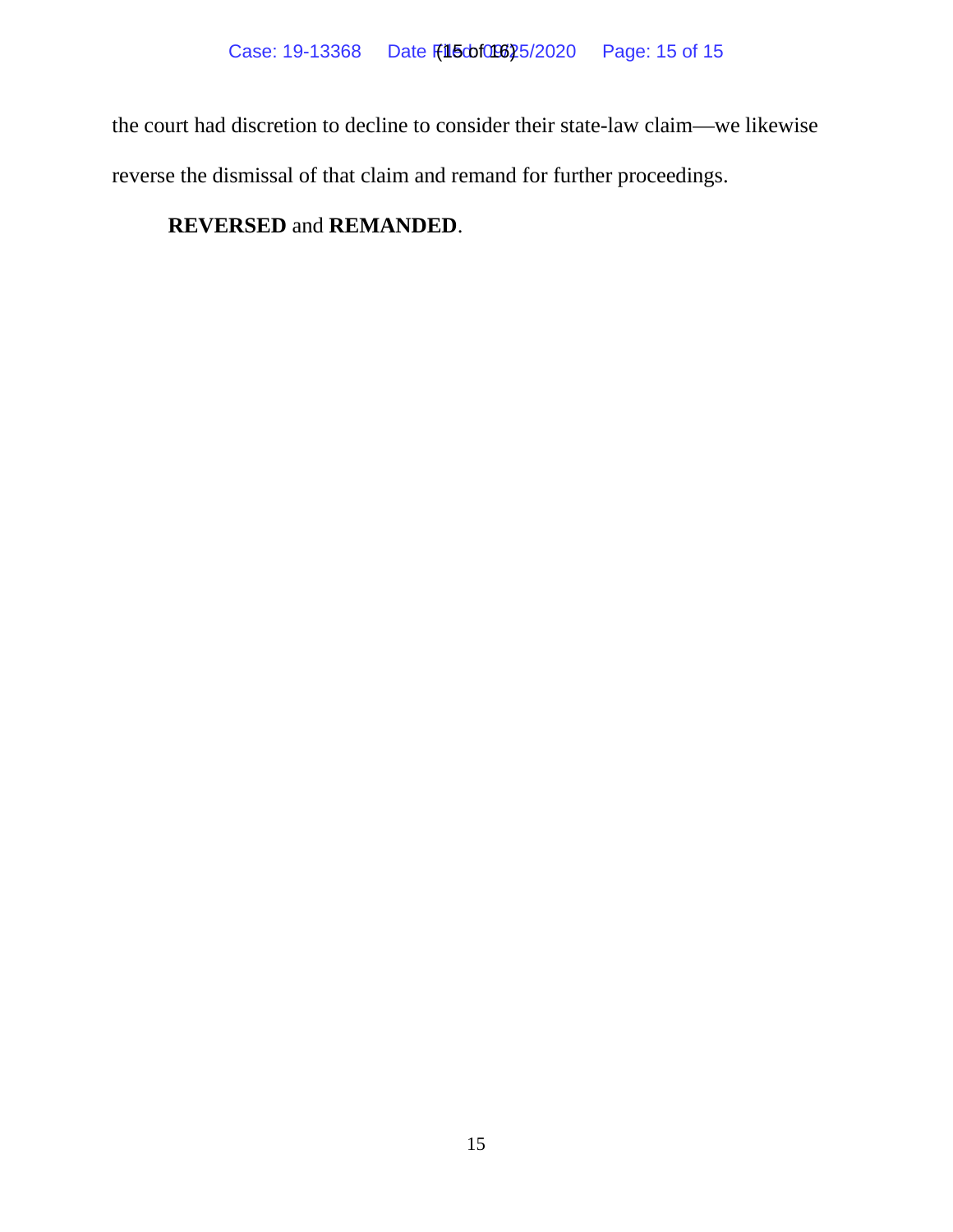the court had discretion to decline to consider their state-law claim—we likewise reverse the dismissal of that claim and remand for further proceedings.

**REVERSED** and **REMANDED**.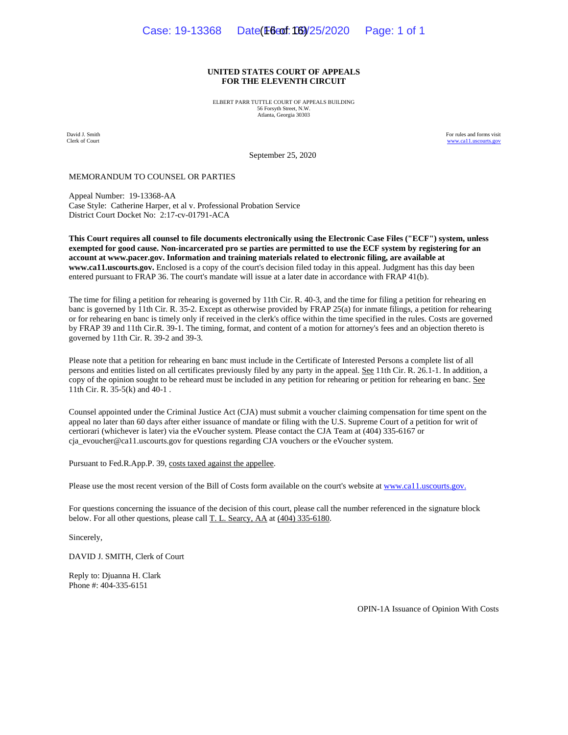**UNITED STATES COURT OF APPEALS**
**FOR THE ELEVENTH CIRCUIT**

ELBERT PARR TUTTLE COURT OF APPEALS BUILDING
56 Forsyth Street, N.W.
Atlanta, Georgia 30303

David J. Smith
Clerk of Court

For rules and forms visit
www.ca11.uscourts.gov

September 25, 2020

MEMORANDUM TO COUNSEL OR PARTIES

Appeal Number: 19-13368-AA
Case Style: Catherine Harper, et al v. Professional Probation Service
District Court Docket No: 2:17-cv-01791-ACA

**This Court requires all counsel to file documents electronically using the Electronic Case Files ("ECF") system, unless exempted for good cause. Non-incarcerated pro se parties are permitted to use the ECF system by registering for an account at www.pacer.gov. Information and training materials related to electronic filing, are available at www.ca11.uscourts.gov.** Enclosed is a copy of the court's decision filed today in this appeal. Judgment has this day been entered pursuant to FRAP 36. The court's mandate will issue at a later date in accordance with FRAP 41(b).

The time for filing a petition for rehearing is governed by 11th Cir. R. 40-3, and the time for filing a petition for rehearing en banc is governed by 11th Cir. R. 35-2. Except as otherwise provided by FRAP 25(a) for inmate filings, a petition for rehearing or for rehearing en banc is timely only if received in the clerk's office within the time specified in the rules. Costs are governed by FRAP 39 and 11th Cir.R. 39-1. The timing, format, and content of a motion for attorney's fees and an objection thereto is governed by 11th Cir. R. 39-2 and 39-3.

Please note that a petition for rehearing en banc must include in the Certificate of Interested Persons a complete list of all persons and entities listed on all certificates previously filed by any party in the appeal. See 11th Cir. R. 26.1-1. In addition, a copy of the opinion sought to be reheard must be included in any petition for rehearing or petition for rehearing en banc. See 11th Cir. R. 35-5(k) and 40-1 .

Counsel appointed under the Criminal Justice Act (CJA) must submit a voucher claiming compensation for time spent on the appeal no later than 60 days after either issuance of mandate or filing with the U.S. Supreme Court of a petition for writ of certiorari (whichever is later) via the eVoucher system. Please contact the CJA Team at (404) 335-6167 or cja_evoucher@ca11.uscourts.gov for questions regarding CJA vouchers or the eVoucher system.

Pursuant to Fed.R.App.P. 39, costs taxed against the appellee.

Please use the most recent version of the Bill of Costs form available on the court's website at www.ca11.uscourts.gov.

For questions concerning the issuance of the decision of this court, please call the number referenced in the signature block below. For all other questions, please call T. L. Searcy, AA at (404) 335-6180.

Sincerely,

DAVID J. SMITH, Clerk of Court

Reply to: Djuanna H. Clark
Phone #: 404-335-6151

OPIN-1A Issuance of Opinion With Costs